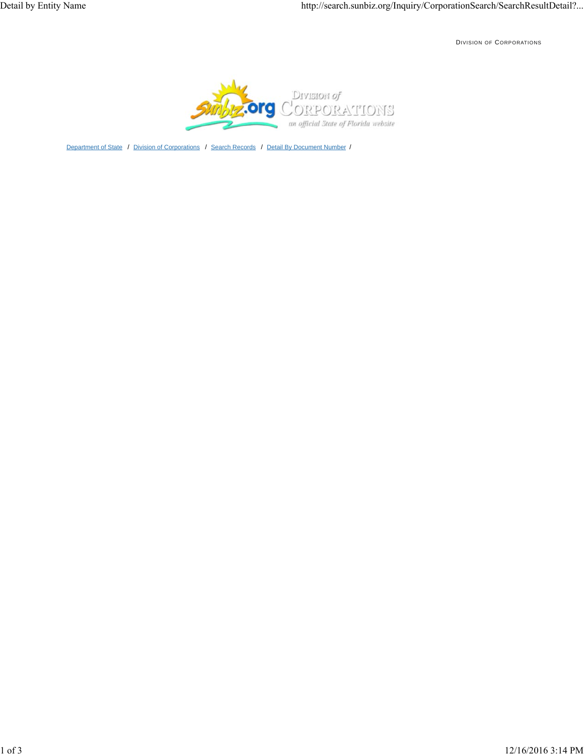DIVISION OF CORPORATIONS

Department of State / Division of Corporations / Search Records / Detail By Document Number /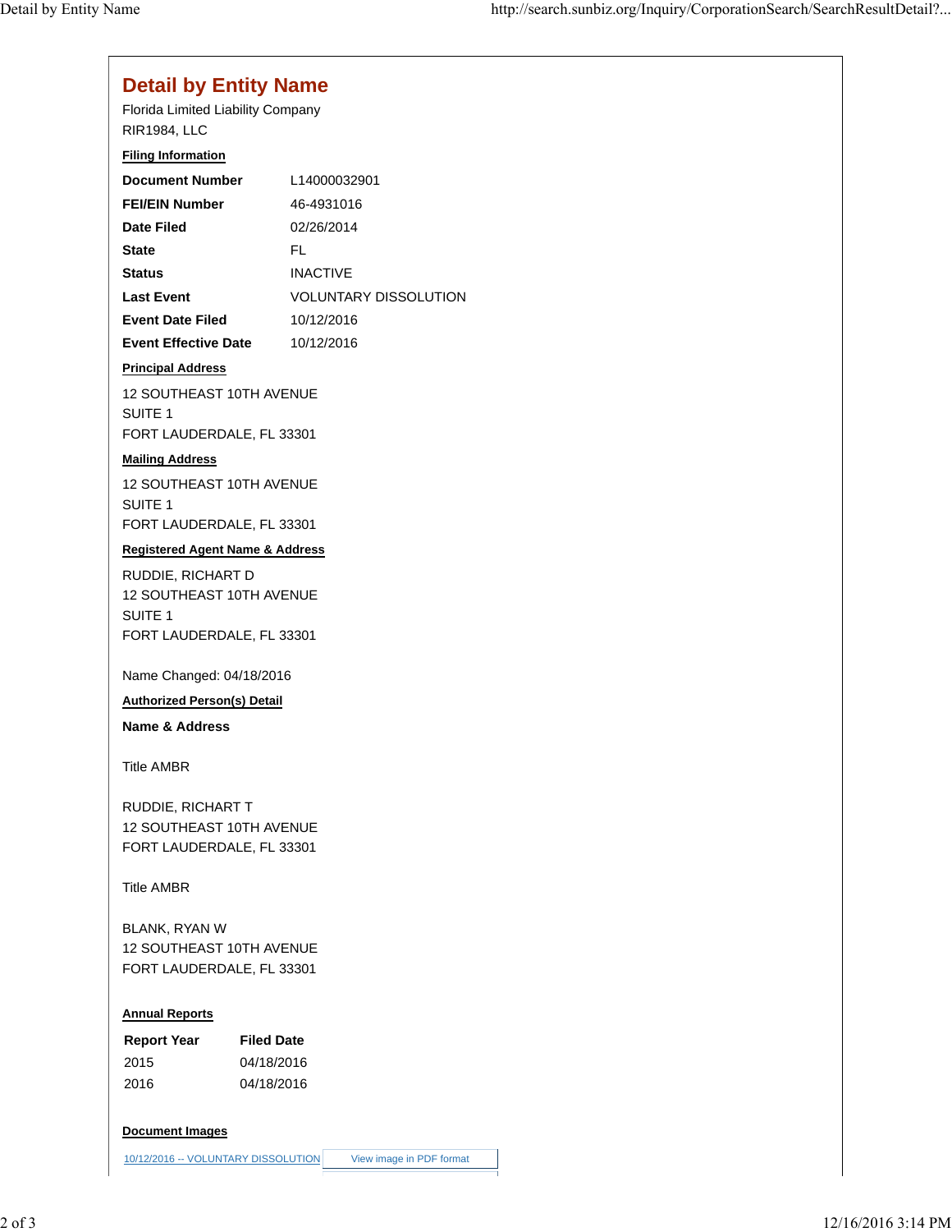# Detail by Entity Name

Florida Limited Liability Company

RIR1984, LLC

**Filing Information**

| | |
|---|---|
| **Document Number** | L14000032901 |
| **FEI/EIN Number** | 46-4931016 |
| **Date Filed** | 02/26/2014 |
| **State** | FL |
| **Status** | INACTIVE |
| **Last Event** | VOLUNTARY DISSOLUTION |
| **Event Date Filed** | 10/12/2016 |
| **Event Effective Date** | 10/12/2016 |

**Principal Address**

12 SOUTHEAST 10TH AVENUE
SUITE 1
FORT LAUDERDALE, FL 33301

**Mailing Address**

12 SOUTHEAST 10TH AVENUE
SUITE 1
FORT LAUDERDALE, FL 33301

**Registered Agent Name & Address**

RUDDIE, RICHART D
12 SOUTHEAST 10TH AVENUE
SUITE 1
FORT LAUDERDALE, FL 33301

Name Changed: 04/18/2016

**Authorized Person(s) Detail**

**Name & Address**

Title AMBR

RUDDIE, RICHART T
12 SOUTHEAST 10TH AVENUE
FORT LAUDERDALE, FL 33301

Title AMBR

BLANK, RYAN W
12 SOUTHEAST 10TH AVENUE
FORT LAUDERDALE, FL 33301

**Annual Reports**

| Report Year | Filed Date |
|---|---|
| 2015 | 04/18/2016 |
| 2016 | 04/18/2016 |

**Document Images**

| | |
|---|---|
| 10/12/2016 -- VOLUNTARY DISSOLUTION | View image in PDF format |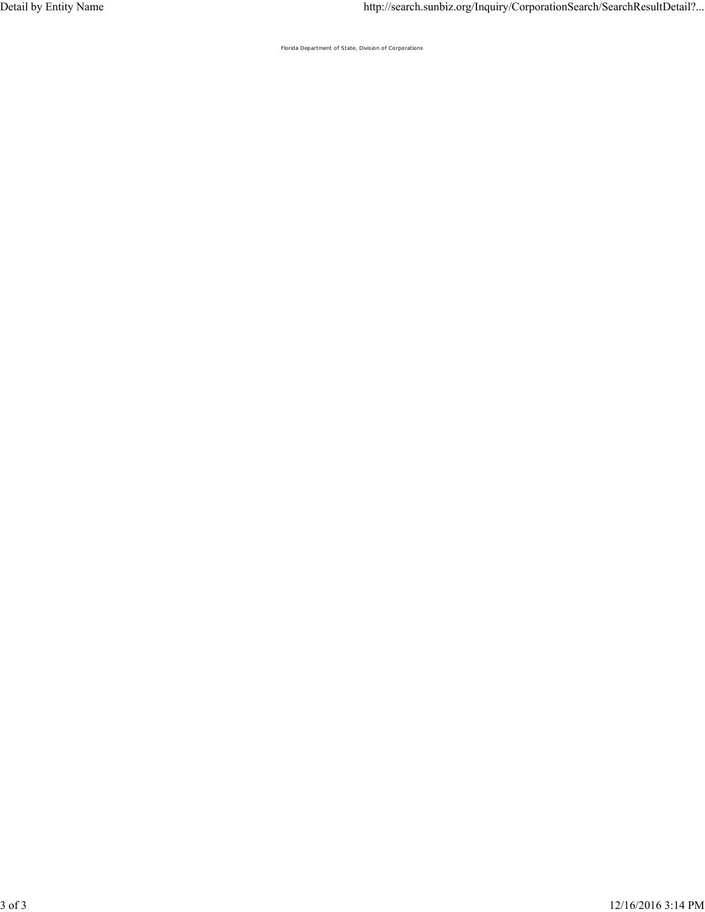Florida Department of State, Division of Corporations